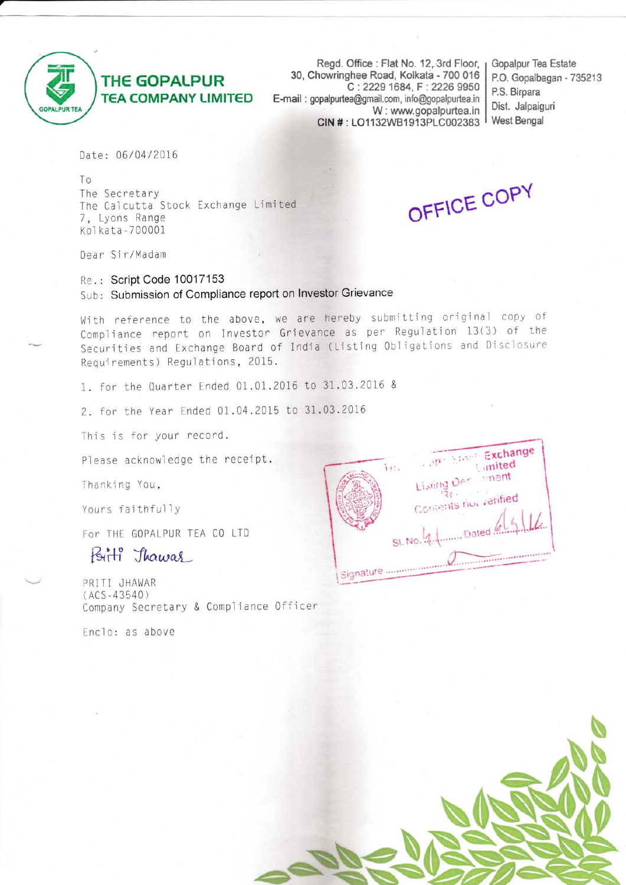**THE GOPALPUR TEA COMPANY LIMITED**

Regd. Office : Flat No. 12, 3rd Floor, 30, Chowringhee Road, Kolkata - 700 016
C : 2229 1684, F : 2226 9950
E-mail : gopalpurtea@gmail.com, info@gopalpurtea.in
W : www.gopalpurtea.in
CIN # : LO1132WB1913PLC002383

Gopalpur Tea Estate
P.O. Gopalbagan - 735213
P.S. Birpara
Dist. Jalpaiguri
West Bengal

Date: 06/04/2016

To
The Secretary
The Calcutta Stock Exchange Limited
7, Lyons Range
Kolkata-700001

OFFICE COPY

Dear Sir/Madam

Re.: Script Code 10017153

Sub: Submission of Compliance report on Investor Grievance

With reference to the above, we are hereby submitting original copy of Compliance report on Investor Grievance as per Regulation 13(3) of the Securities and Exchange Board of India (Listing Obligations and Disclosure Requirements) Regulations, 2015.

1. for the Quarter Ended 01.01.2016 to 31.03.2016 &
2. for the Year Ended 01.04.2015 to 31.03.2016

This is for your record.

Please acknowledge the receipt.

Thanking You,

Yours faithfully

For THE GOPALPUR TEA CO LTD

Priti Jhawar

PRITI JHAWAR
(ACS-43540)
Company Secretary & Compliance Officer

Enclo: as above

The Calcutta Stock Exchange Limited
Listing Department
Contents not verified
Sl. No. 41 Dated 6/4/16
Signature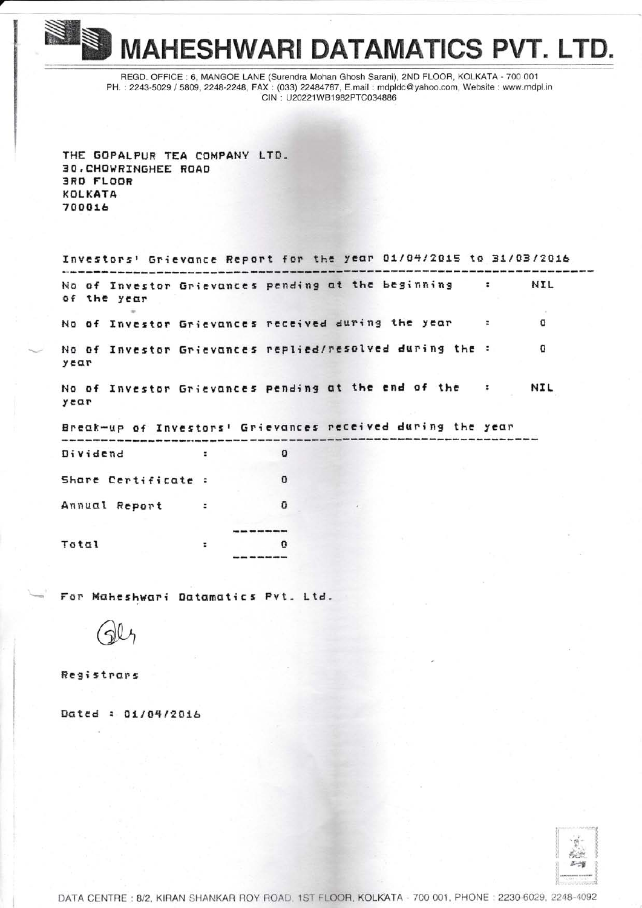# MAHESHWARI DATAMATICS PVT. LTD.

REGD. OFFICE : 6, MANGOE LANE (Surendra Mohan Ghosh Sarani), 2ND FLOOR, KOLKATA - 700 001
PH. : 2243-5029 / 5809, 2248-2248, FAX : (033) 22484787, E.mail : mdpldc@yahoo.com, Website : www.mdpl.in
CIN : U20221WB1982PTC034886

THE GOPALPUR TEA COMPANY LTD.
30,CHOWRINGHEE ROAD
3RD FLOOR
KOLKATA
700016

Investors' Grievance Report for the year 01/04/2015 to 31/03/2016

| | | |
|---|---|---|
| No of Investor Grievances pending at the beginning of the year | : | NIL |
| No of Investor Grievances received during the year | : | 0 |
| No of Investor Grievances replied/resolved during the year | : | 0 |
| No of Investor Grievances pending at the end of the year | : | NIL |

Break-up of Investors' Grievances received during the year

| | | |
|---|---|---|
| Dividend | : | 0 |
| Share Certificate | : | 0 |
| Annual Report | : | 0 |
| Total | : | 0 |

For Maheshwari Datamatics Pvt. Ltd.

Registrars

Dated : 01/04/2016

DATA CENTRE : 8/2, KIRAN SHANKAR ROY ROAD, 1ST FLOOR, KOLKATA - 700 001, PHONE : 2230-6029, 2248-4092